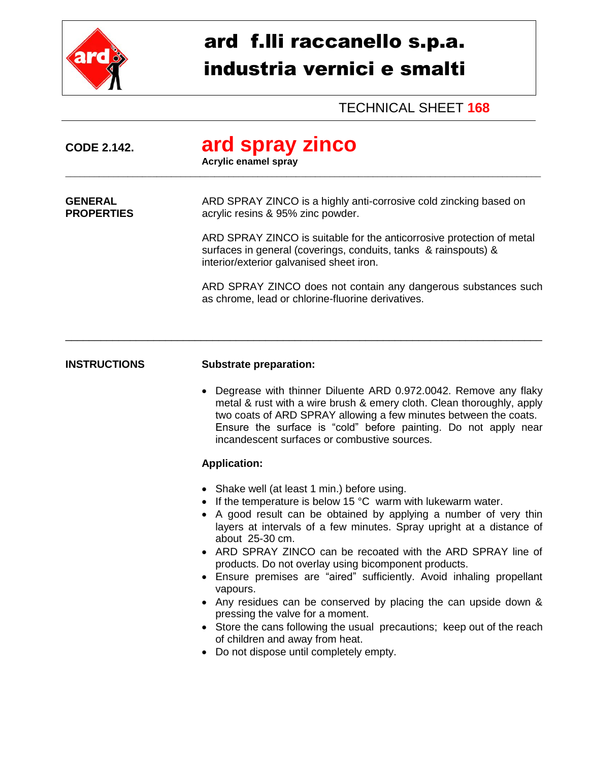# ard f.lli raccanello s.p.a.
# industria vernici e smalti

TECHNICAL SHEET **168**

**CODE 2.142.**

## ard spray zinco

**Acrylic enamel spray**

---

**GENERAL PROPERTIES**

ARD SPRAY ZINCO is a highly anti-corrosive cold zincking based on acrylic resins & 95% zinc powder.

ARD SPRAY ZINCO is suitable for the anticorrosive protection of metal surfaces in general (coverings, conduits, tanks & rainspouts) & interior/exterior galvanised sheet iron.

ARD SPRAY ZINCO does not contain any dangerous substances such as chrome, lead or chlorine-fluorine derivatives.

---

**INSTRUCTIONS**

**Substrate preparation:**

- Degrease with thinner Diluente ARD 0.972.0042. Remove any flaky metal & rust with a wire brush & emery cloth. Clean thoroughly, apply two coats of ARD SPRAY allowing a few minutes between the coats. Ensure the surface is "cold" before painting. Do not apply near incandescent surfaces or combustive sources.

**Application:**

- Shake well (at least 1 min.) before using.
- If the temperature is below 15 °C warm with lukewarm water.
- A good result can be obtained by applying a number of very thin layers at intervals of a few minutes. Spray upright at a distance of about 25-30 cm.
- ARD SPRAY ZINCO can be recoated with the ARD SPRAY line of products. Do not overlay using bicomponent products.
- Ensure premises are "aired" sufficiently. Avoid inhaling propellant vapours.
- Any residues can be conserved by placing the can upside down & pressing the valve for a moment.
- Store the cans following the usual precautions; keep out of the reach of children and away from heat.
- Do not dispose until completely empty.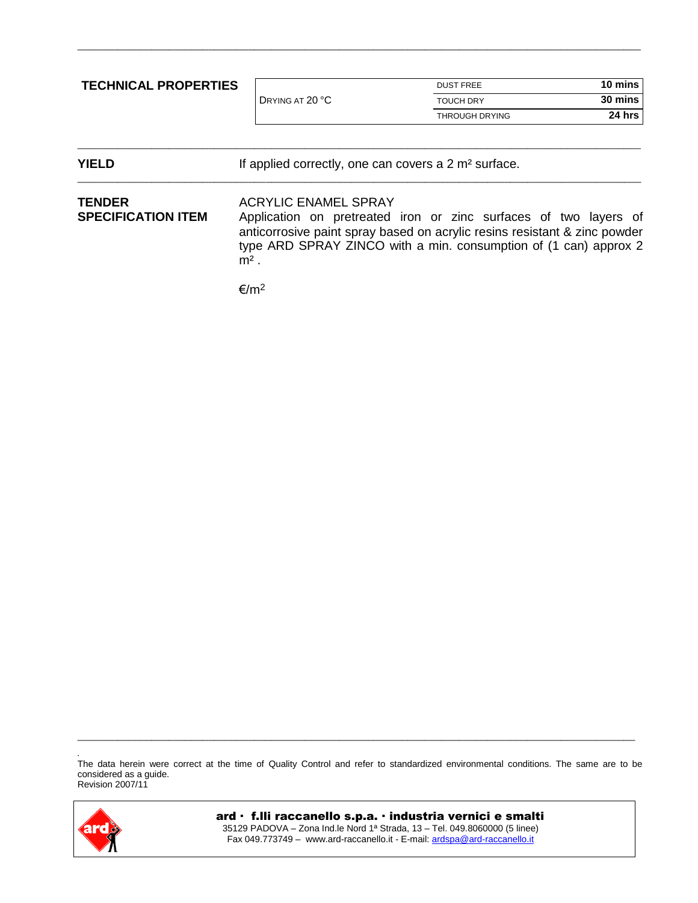## TECHNICAL PROPERTIES

| | | |
|---|---|---|
| DRYING AT 20 °C | DUST FREE | **10 mins** |
| | TOUCH DRY | **30 mins** |
| | THROUGH DRYING | **24 hrs** |

**YIELD**

If applied correctly, one can covers a 2 m² surface.

**TENDER SPECIFICATION ITEM**

ACRYLIC ENAMEL SPRAY

Application on pretreated iron or zinc surfaces of two layers of anticorrosive paint spray based on acrylic resins resistant & zinc powder type ARD SPRAY ZINCO with a min. consumption of (1 can) approx 2 m² .

€/m²

.

The data herein were correct at the time of Quality Control and refer to standardized environmental conditions. The same are to be considered as a guide.

Revision 2007/11

**ard · f.lli raccanello s.p.a. · industria vernici e smalti**

35129 PADOVA – Zona Ind.le Nord 1ª Strada, 13 – Tel. 049.8060000 (5 linee)

Fax 049.773749 – www.ard-raccanello.it - E-mail: ardspa@ard-raccanello.it